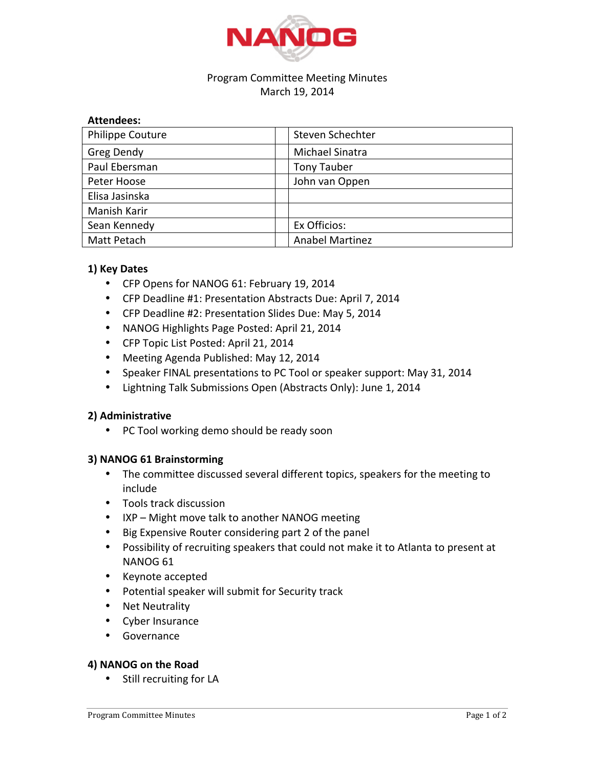NANOG

Program Committee Meeting Minutes
March 19, 2014

**Attendees:**

| | | |
|---|---|---|
| Philippe Couture | | Steven Schechter |
| Greg Dendy | | Michael Sinatra |
| Paul Ebersman | | Tony Tauber |
| Peter Hoose | | John van Oppen |
| Elisa Jasinska | | |
| Manish Karir | | |
| Sean Kennedy | | Ex Officios: |
| Matt Petach | | Anabel Martinez |

## 1) Key Dates

- CFP Opens for NANOG 61: February 19, 2014
- CFP Deadline #1: Presentation Abstracts Due: April 7, 2014
- CFP Deadline #2: Presentation Slides Due: May 5, 2014
- NANOG Highlights Page Posted: April 21, 2014
- CFP Topic List Posted: April 21, 2014
- Meeting Agenda Published: May 12, 2014
- Speaker FINAL presentations to PC Tool or speaker support: May 31, 2014
- Lightning Talk Submissions Open (Abstracts Only): June 1, 2014

## 2) Administrative

- PC Tool working demo should be ready soon

## 3) NANOG 61 Brainstorming

- The committee discussed several different topics, speakers for the meeting to include
- Tools track discussion
- IXP – Might move talk to another NANOG meeting
- Big Expensive Router considering part 2 of the panel
- Possibility of recruiting speakers that could not make it to Atlanta to present at NANOG 61
- Keynote accepted
- Potential speaker will submit for Security track
- Net Neutrality
- Cyber Insurance
- Governance

## 4) NANOG on the Road

- Still recruiting for LA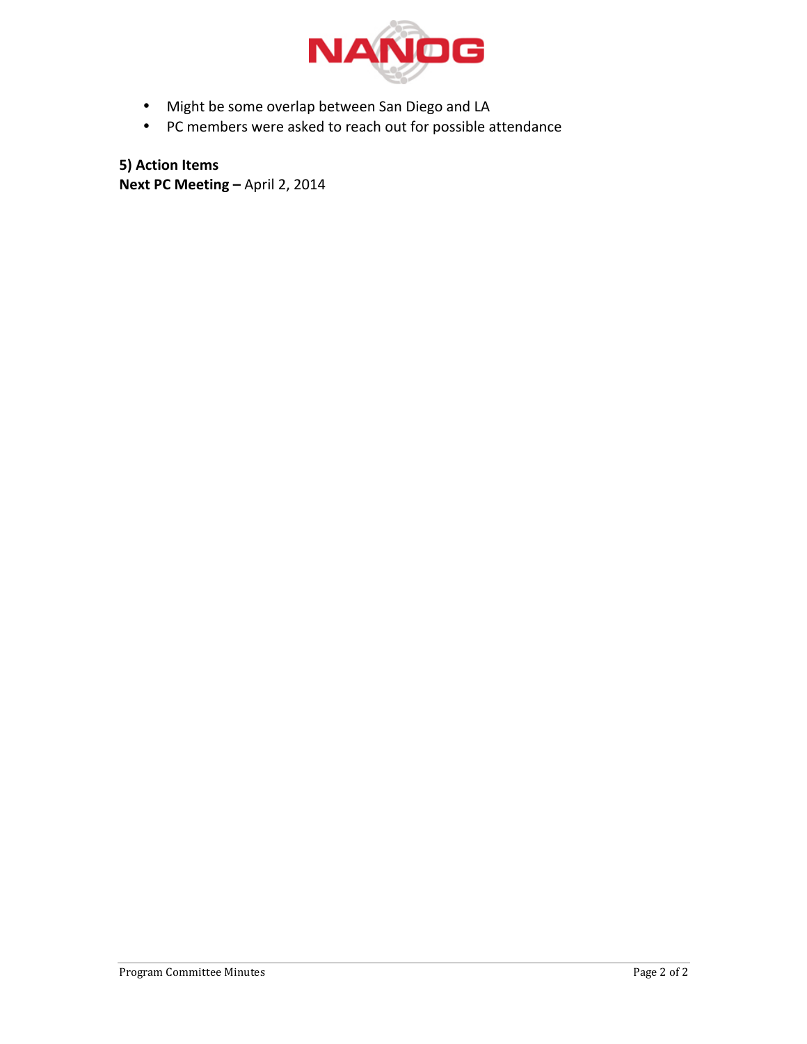- Might be some overlap between San Diego and LA
- PC members were asked to reach out for possible attendance

**5) Action Items**

**Next PC Meeting –** April 2, 2014